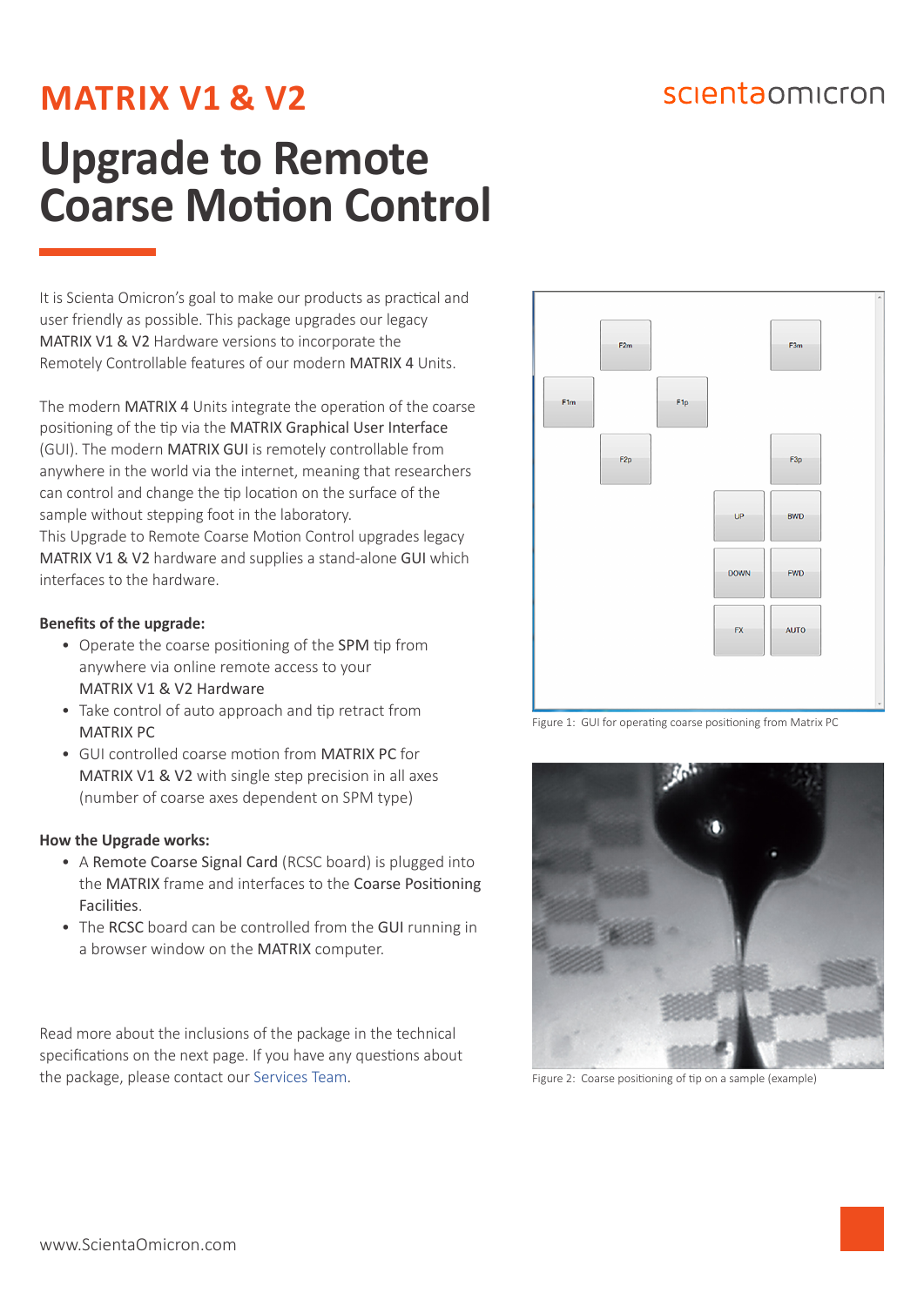## MATRIX V1 & V2

# Upgrade to Remote Coarse Motion Control

It is Scienta Omicron's goal to make our products as practical and user friendly as possible. This package upgrades our legacy MATRIX V1 & V2 Hardware versions to incorporate the Remotely Controllable features of our modern MATRIX 4 Units.

The modern MATRIX 4 Units integrate the operation of the coarse positioning of the tip via the MATRIX Graphical User Interface (GUI). The modern MATRIX GUI is remotely controllable from anywhere in the world via the internet, meaning that researchers can control and change the tip location on the surface of the sample without stepping foot in the laboratory.
This Upgrade to Remote Coarse Motion Control upgrades legacy MATRIX V1 & V2 hardware and supplies a stand-alone GUI which interfaces to the hardware.

**Benefits of the upgrade:**

- Operate the coarse positioning of the SPM tip from anywhere via online remote access to your MATRIX V1 & V2 Hardware
- Take control of auto approach and tip retract from MATRIX PC
- GUI controlled coarse motion from MATRIX PC for MATRIX V1 & V2 with single step precision in all axes (number of coarse axes dependent on SPM type)

**How the Upgrade works:**

- A Remote Coarse Signal Card (RCSC board) is plugged into the MATRIX frame and interfaces to the Coarse Positioning Facilities.
- The RCSC board can be controlled from the GUI running in a browser window on the MATRIX computer.

Read more about the inclusions of the package in the technical specifications on the next page. If you have any questions about the package, please contact our Services Team.

Figure 1: GUI for operating coarse positioning from Matrix PC

Figure 2: Coarse positioning of tip on a sample (example)

www.ScientaOmicron.com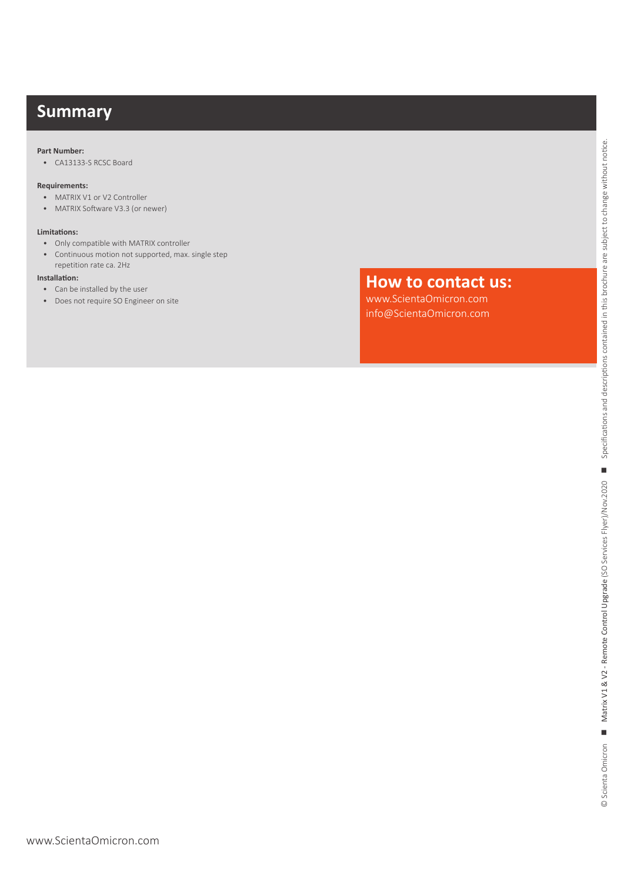## Summary

**Part Number:**

- CA13133-S RCSC Board

**Requirements:**

- MATRIX V1 or V2 Controller
- MATRIX Software V3.3 (or newer)

**Limitations:**

- Only compatible with MATRIX controller
- Continuous motion not supported, max. single step repetition rate ca. 2Hz

**Installation:**

- Can be installed by the user
- Does not require SO Engineer on site

## How to contact us:

www.ScientaOmicron.com
info@ScientaOmicron.com

© Scienta Omicron ■ **Matrix V1 & V2 - Remote Control Upgrade** (SO Services Flyer)/Nov.2020 ■ Specifications and descriptions contained in this brochure are subject to change without notice.

www.ScientaOmicron.com